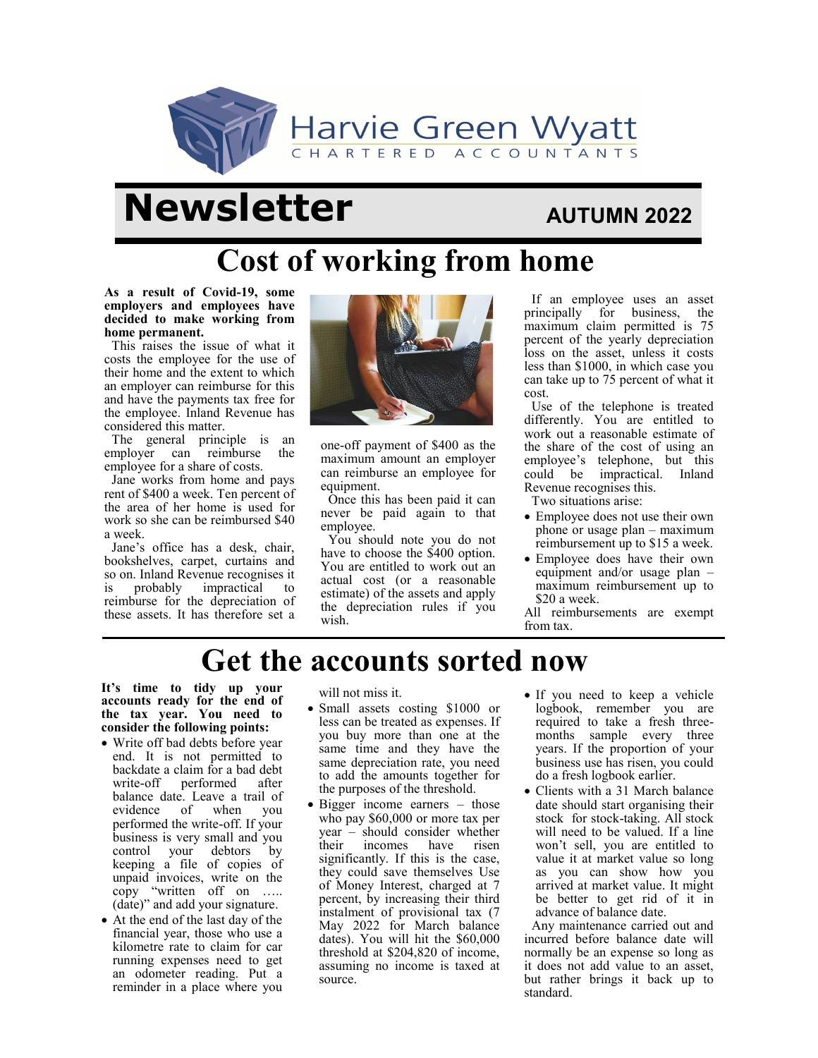Harvie Green Wyatt
CHARTERED ACCOUNTANTS

# Newsletter

**AUTUMN 2022**

## Cost of working from home

**As a result of Covid-19, some employers and employees have decided to make working from home permanent.**

This raises the issue of what it costs the employee for the use of their home and the extent to which an employer can reimburse for this and have the payments tax free for the employee. Inland Revenue has considered this matter.

The general principle is an employer can reimburse the employee for a share of costs.

Jane works from home and pays rent of $400 a week. Ten percent of the area of her home is used for work so she can be reimbursed $40 a week.

Jane's office has a desk, chair, bookshelves, carpet, curtains and so on. Inland Revenue recognises it is probably impractical to reimburse for the depreciation of these assets. It has therefore set a one-off payment of $400 as the maximum amount an employer can reimburse an employee for equipment.

Once this has been paid it can never be paid again to that employee.

You should note you do not have to choose the $400 option. You are entitled to work out an actual cost (or a reasonable estimate) of the assets and apply the depreciation rules if you wish.

If an employee uses an asset principally for business, the maximum claim permitted is 75 percent of the yearly depreciation loss on the asset, unless it costs less than $1000, in which case you can take up to 75 percent of what it cost.

Use of the telephone is treated differently. You are entitled to work out a reasonable estimate of the share of the cost of using an employee's telephone, but this could be impractical. Inland Revenue recognises this.

Two situations arise:

- Employee does not use their own phone or usage plan – maximum reimbursement up to $15 a week.
- Employee does have their own equipment and/or usage plan – maximum reimbursement up to $20 a week.

All reimbursements are exempt from tax.

## Get the accounts sorted now

**It's time to tidy up your accounts ready for the end of the tax year. You need to consider the following points:**

- Write off bad debts before year end. It is not permitted to backdate a claim for a bad debt write-off performed after balance date. Leave a trail of evidence of when you performed the write-off. If your business is very small and you control your debtors by keeping a file of copies of unpaid invoices, write on the copy "written off on ….. (date)" and add your signature.
- At the end of the last day of the financial year, those who use a kilometre rate to claim for car running expenses need to get an odometer reading. Put a reminder in a place where you will not miss it.
- Small assets costing $1000 or less can be treated as expenses. If you buy more than one at the same time and they have the same depreciation rate, you need to add the amounts together for the purposes of the threshold.
- Bigger income earners – those who pay $60,000 or more tax per year – should consider whether their incomes have risen significantly. If this is the case, they could save themselves Use of Money Interest, charged at 7 percent, by increasing their third instalment of provisional tax (7 May 2022 for March balance dates). You will hit the $60,000 threshold at $204,820 of income, assuming no income is taxed at source.
- If you need to keep a vehicle logbook, remember you are required to take a fresh three-months sample every three years. If the proportion of your business use has risen, you could do a fresh logbook earlier.
- Clients with a 31 March balance date should start organising their stock for stock-taking. All stock will need to be valued. If a line won't sell, you are entitled to value it at market value so long as you can show how you arrived at market value. It might be better to get rid of it in advance of balance date.

Any maintenance carried out and incurred before balance date will normally be an expense so long as it does not add value to an asset, but rather brings it back up to standard.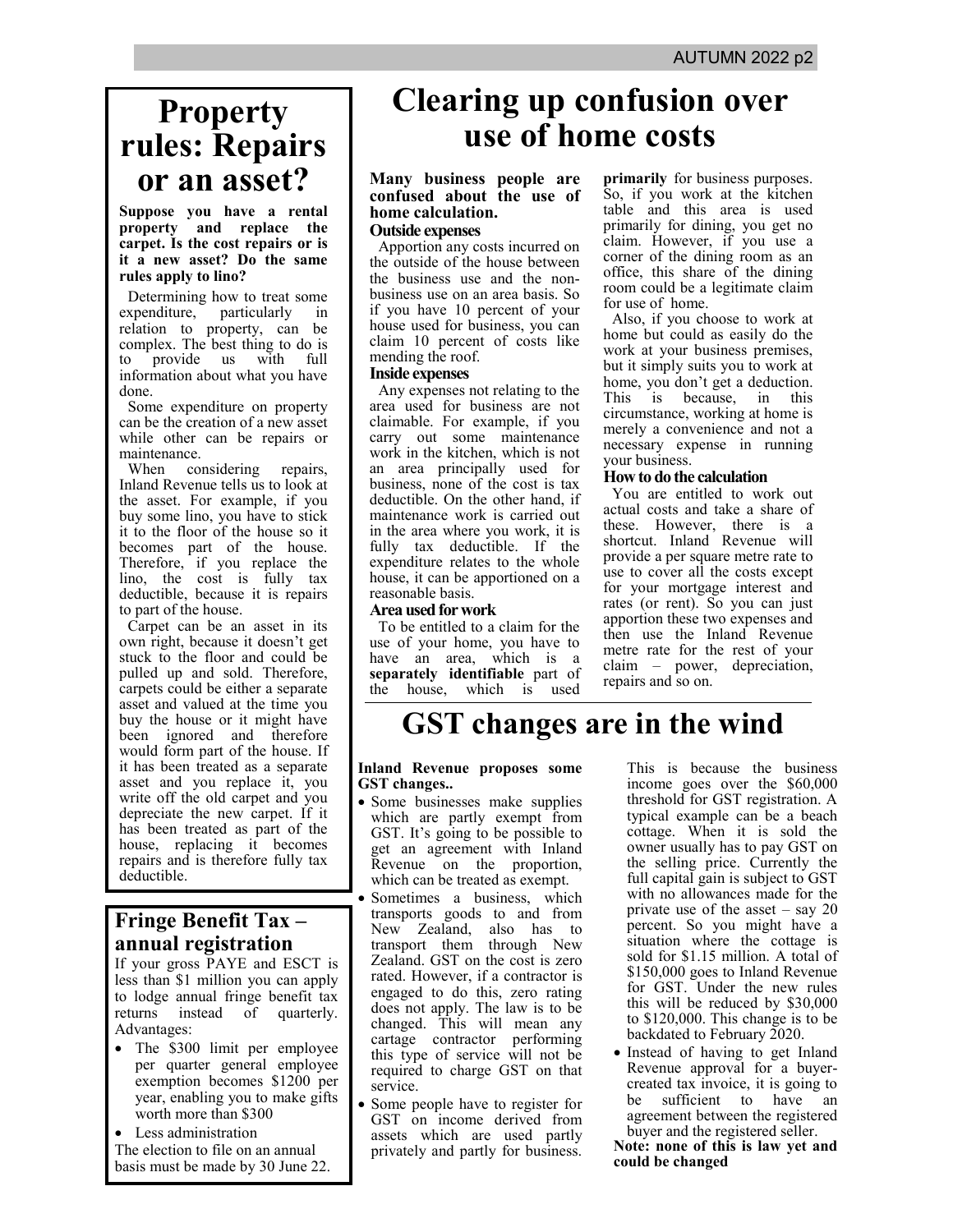# Property rules: Repairs or an asset?

**Suppose you have a rental property and replace the carpet. Is the cost repairs or is it a new asset? Do the same rules apply to lino?**

Determining how to treat some expenditure, particularly in relation to property, can be complex. The best thing to do is to provide us with full information about what you have done.

Some expenditure on property can be the creation of a new asset while other can be repairs or maintenance.

When considering repairs, Inland Revenue tells us to look at the asset. For example, if you buy some lino, you have to stick it to the floor of the house so it becomes part of the house. Therefore, if you replace the lino, the cost is fully tax deductible, because it is repairs to part of the house.

Carpet can be an asset in its own right, because it doesn't get stuck to the floor and could be pulled up and sold. Therefore, carpets could be either a separate asset and valued at the time you buy the house or it might have been ignored and therefore would form part of the house. If it has been treated as a separate asset and you replace it, you write off the old carpet and you depreciate the new carpet. If it has been treated as part of the house, replacing it becomes repairs and is therefore fully tax deductible.

## Fringe Benefit Tax – annual registration

If your gross PAYE and ESCT is less than $1 million you can apply to lodge annual fringe benefit tax returns instead of quarterly. Advantages:

- The $300 limit per employee per quarter general employee exemption becomes $1200 per year, enabling you to make gifts worth more than $300
- Less administration

The election to file on an annual basis must be made by 30 June 22.

# Clearing up confusion over use of home costs

**Many business people are confused about the use of home calculation.**

### Outside expenses

Apportion any costs incurred on the outside of the house between the business use and the non-business use on an area basis. So if you have 10 percent of your house used for business, you can claim 10 percent of costs like mending the roof.

### Inside expenses

Any expenses not relating to the area used for business are not claimable. For example, if you carry out some maintenance work in the kitchen, which is not an area principally used for business, none of the cost is tax deductible. On the other hand, if maintenance work is carried out in the area where you work, it is fully tax deductible. If the expenditure relates to the whole house, it can be apportioned on a reasonable basis.

### Area used for work

To be entitled to a claim for the use of your home, you have to have an area, which is a **separately identifiable** part of the house, which is used **primarily** for business purposes. So, if you work at the kitchen table and this area is used primarily for dining, you get no claim. However, if you use a corner of the dining room as an office, this share of the dining room could be a legitimate claim for use of home.

Also, if you choose to work at home but could as easily do the work at your business premises, but it simply suits you to work at home, you don't get a deduction. This is because, in this circumstance, working at home is merely a convenience and not a necessary expense in running your business.

### How to do the calculation

You are entitled to work out actual costs and take a share of these. However, there is a shortcut. Inland Revenue will provide a per square metre rate to use to cover all the costs except for your mortgage interest and rates (or rent). So you can just apportion these two expenses and then use the Inland Revenue metre rate for the rest of your claim – power, depreciation, repairs and so on.

# GST changes are in the wind

**Inland Revenue proposes some GST changes..**

- Some businesses make supplies which are partly exempt from GST. It's going to be possible to get an agreement with Inland Revenue on the proportion, which can be treated as exempt.
- Sometimes a business, which transports goods to and from New Zealand, also has to transport them through New Zealand. GST on the cost is zero rated. However, if a contractor is engaged to do this, zero rating does not apply. The law is to be changed. This will mean any cartage contractor performing this type of service will not be required to charge GST on that service.
- Some people have to register for GST on income derived from assets which are used partly privately and partly for business. This is because the business income goes over the $60,000 threshold for GST registration. A typical example can be a beach cottage. When it is sold the owner usually has to pay GST on the selling price. Currently the full capital gain is subject to GST with no allowances made for the private use of the asset – say 20 percent. So you might have a situation where the cottage is sold for $1.15 million. A total of $150,000 goes to Inland Revenue for GST. Under the new rules this will be reduced by $30,000 to $120,000. This change is to be backdated to February 2020.
- Instead of having to get Inland Revenue approval for a buyer-created tax invoice, it is going to be sufficient to have an agreement between the registered buyer and the registered seller.

**Note: none of this is law yet and could be changed**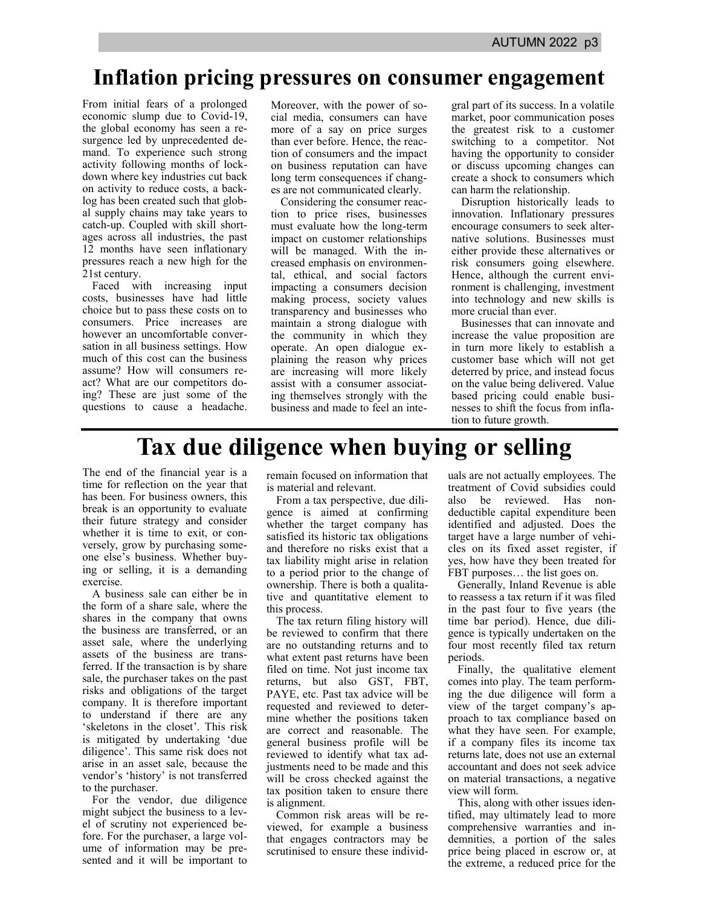# Inflation pricing pressures on consumer engagement

From initial fears of a prolonged economic slump due to Covid-19, the global economy has seen a resurgence led by unprecedented demand. To experience such strong activity following months of lockdown where key industries cut back on activity to reduce costs, a backlog has been created such that global supply chains may take years to catch-up. Coupled with skill shortages across all industries, the past 12 months have seen inflationary pressures reach a new high for the 21st century.

Faced with increasing input costs, businesses have had little choice but to pass these costs on to consumers. Price increases are however an uncomfortable conversation in all business settings. How much of this cost can the business assume? How will consumers react? What are our competitors doing? These are just some of the questions to cause a headache. Moreover, with the power of social media, consumers can have more of a say on price surges than ever before. Hence, the reaction of consumers and the impact on business reputation can have long term consequences if changes are not communicated clearly.

Considering the consumer reaction to price rises, businesses must evaluate how the long-term impact on customer relationships will be managed. With the increased emphasis on environmental, ethical, and social factors impacting a consumers decision making process, society values transparency and businesses who maintain a strong dialogue with the community in which they operate. An open dialogue explaining the reason why prices are increasing will more likely assist with a consumer associating themselves strongly with the business and made to feel an integral part of its success. In a volatile market, poor communication poses the greatest risk to a customer switching to a competitor. Not having the opportunity to consider or discuss upcoming changes can create a shock to consumers which can harm the relationship.

Disruption historically leads to innovation. Inflationary pressures encourage consumers to seek alternative solutions. Businesses must either provide these alternatives or risk consumers going elsewhere. Hence, although the current environment is challenging, investment into technology and new skills is more crucial than ever.

Businesses that can innovate and increase the value proposition are in turn more likely to establish a customer base which will not get deterred by price, and instead focus on the value being delivered. Value based pricing could enable businesses to shift the focus from inflation to future growth.

# Tax due diligence when buying or selling

The end of the financial year is a time for reflection on the year that has been. For business owners, this break is an opportunity to evaluate their future strategy and consider whether it is time to exit, or conversely, grow by purchasing someone else's business. Whether buying or selling, it is a demanding exercise.

A business sale can either be in the form of a share sale, where the shares in the company that owns the business are transferred, or an asset sale, where the underlying assets of the business are transferred. If the transaction is by share sale, the purchaser takes on the past risks and obligations of the target company. It is therefore important to understand if there are any 'skeletons in the closet'. This risk is mitigated by undertaking 'due diligence'. This same risk does not arise in an asset sale, because the vendor's 'history' is not transferred to the purchaser.

For the vendor, due diligence might subject the business to a level of scrutiny not experienced before. For the purchaser, a large volume of information may be presented and it will be important to remain focused on information that is material and relevant.

From a tax perspective, due diligence is aimed at confirming whether the target company has satisfied its historic tax obligations and therefore no risks exist that a tax liability might arise in relation to a period prior to the change of ownership. There is both a qualitative and quantitative element to this process.

The tax return filing history will be reviewed to confirm that there are no outstanding returns and to what extent past returns have been filed on time. Not just income tax returns, but also GST, FBT, PAYE, etc. Past tax advice will be requested and reviewed to determine whether the positions taken are correct and reasonable. The general business profile will be reviewed to identify what tax adjustments need to be made and this will be cross checked against the tax position taken to ensure there is alignment.

Common risk areas will be reviewed, for example a business that engages contractors may be scrutinised to ensure these individuals are not actually employees. The treatment of Covid subsidies could also be reviewed. Has non-deductible capital expenditure been identified and adjusted. Does the target have a large number of vehicles on its fixed asset register, if yes, how have they been treated for FBT purposes… the list goes on.

Generally, Inland Revenue is able to reassess a tax return if it was filed in the past four to five years (the time bar period). Hence, due diligence is typically undertaken on the four most recently filed tax return periods.

Finally, the qualitative element comes into play. The team performing the due diligence will form a view of the target company's approach to tax compliance based on what they have seen. For example, if a company files its income tax returns late, does not use an external accountant and does not seek advice on material transactions, a negative view will form.

This, along with other issues identified, may ultimately lead to more comprehensive warranties and indemnities, a portion of the sales price being placed in escrow or, at the extreme, a reduced price for the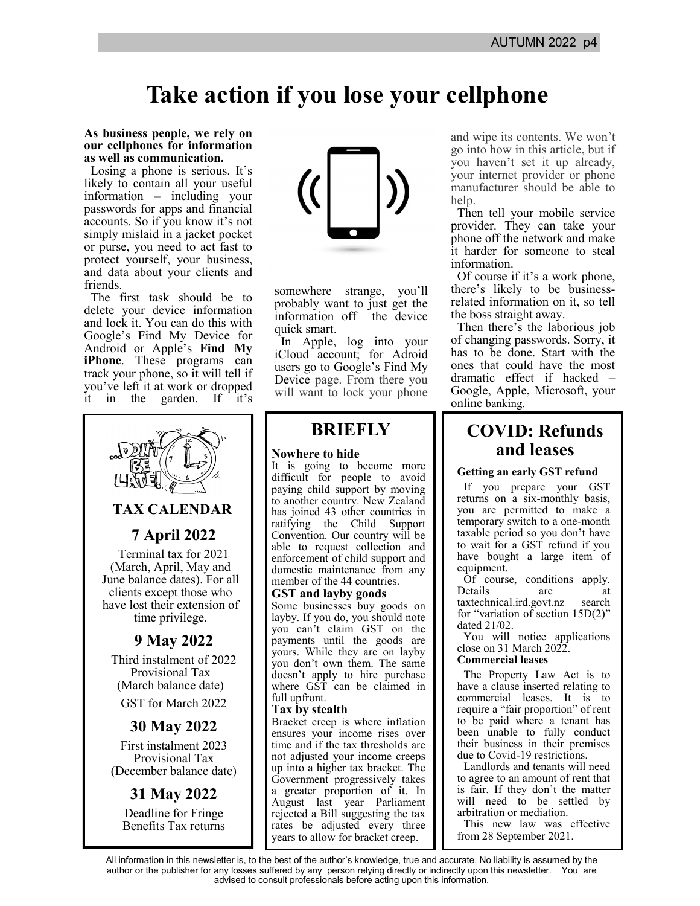# Take action if you lose your cellphone

**As business people, we rely on our cellphones for information as well as communication.**

Losing a phone is serious. It's likely to contain all your useful information – including your passwords for apps and financial accounts. So if you know it's not simply mislaid in a jacket pocket or purse, you need to act fast to protect yourself, your business, and data about your clients and friends.

The first task should be to delete your device information and lock it. You can do this with Google's Find My Device for Android or Apple's **Find My iPhone**. These programs can track your phone, so it will tell if you've left it at work or dropped it in the garden. If it's somewhere strange, you'll probably want to just get the information off the device quick smart.

In Apple, log into your iCloud account; for Adroid users go to Google's Find My Device page. From there you will want to lock your phone and wipe its contents. We won't go into how in this article, but if you haven't set it up already, your internet provider or phone manufacturer should be able to help.

Then tell your mobile service provider. They can take your phone off the network and make it harder for someone to steal information.

Of course if it's a work phone, there's likely to be business-related information on it, so tell the boss straight away.

Then there's the laborious job of changing passwords. Sorry, it has to be done. Start with the ones that could have the most dramatic effect if hacked – Google, Apple, Microsoft, your online banking.

## TAX CALENDAR

### 7 April 2022

Terminal tax for 2021 (March, April, May and June balance dates). For all clients except those who have lost their extension of time privilege.

### 9 May 2022

Third instalment of 2022 Provisional Tax (March balance date)

GST for March 2022

### 30 May 2022

First instalment 2023 Provisional Tax (December balance date)

### 31 May 2022

Deadline for Fringe Benefits Tax returns

## BRIEFLY

**Nowhere to hide**

It is going to become more difficult for people to avoid paying child support by moving to another country. New Zealand has joined 43 other countries in ratifying the Child Support Convention. Our country will be able to request collection and enforcement of child support and domestic maintenance from any member of the 44 countries.

**GST and layby goods**

Some businesses buy goods on layby. If you do, you should note you can't claim GST on the payments until the goods are yours. While they are on layby you don't own them. The same doesn't apply to hire purchase where GST can be claimed in full upfront.

**Tax by stealth**

Bracket creep is where inflation ensures your income rises over time and if the tax thresholds are not adjusted your income creeps up into a higher tax bracket. The Government progressively takes a greater proportion of it. In August last year Parliament rejected a Bill suggesting the tax rates be adjusted every three years to allow for bracket creep.

## COVID: Refunds and leases

**Getting an early GST refund**

If you prepare your GST returns on a six-monthly basis, you are permitted to make a temporary switch to a one-month taxable period so you don't have to wait for a GST refund if you have bought a large item of equipment.

Of course, conditions apply. Details are at taxtechnical.ird.govt.nz – search for "variation of section 15D(2)" dated 21/02.

You will notice applications close on 31 March 2022.

**Commercial leases**

The Property Law Act is to have a clause inserted relating to commercial leases. It is to require a "fair proportion" of rent to be paid where a tenant has been unable to fully conduct their business in their premises due to Covid-19 restrictions.

Landlords and tenants will need to agree to an amount of rent that is fair. If they don't the matter will need to be settled by arbitration or mediation.

This new law was effective from 28 September 2021.

All information in this newsletter is, to the best of the author's knowledge, true and accurate. No liability is assumed by the author or the publisher for any losses suffered by any person relying directly or indirectly upon this newsletter. You are advised to consult professionals before acting upon this information.